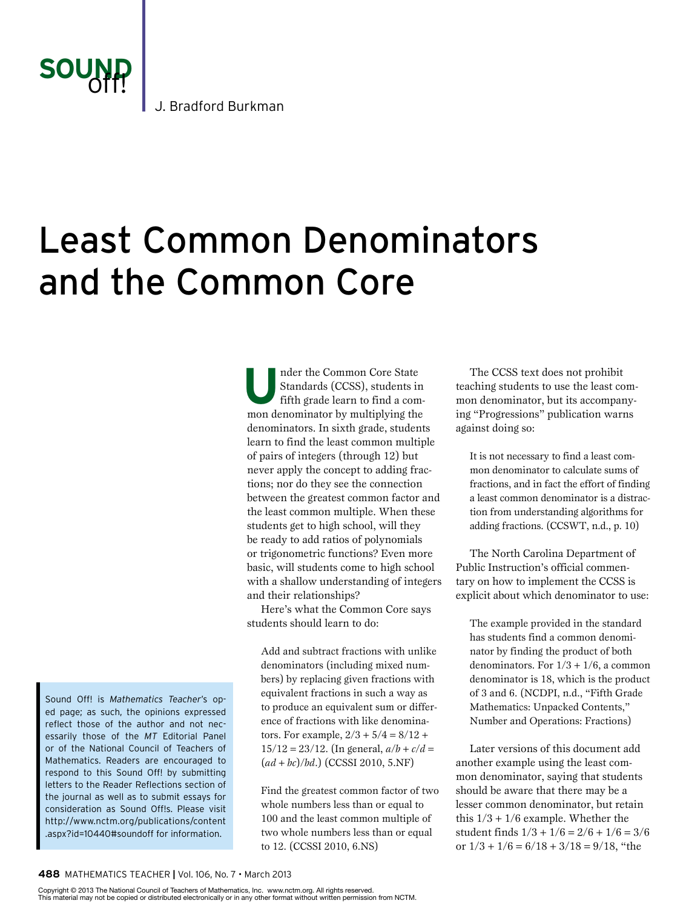SOUND off!

J. Bradford Burkman

# Least Common Denominators and the Common Core

Under the Common Core State Standards (CCSS), students in fifth grade learn to find a common denominator by multiplying the denominators. In sixth grade, students learn to find the least common multiple of pairs of integers (through 12) but never apply the concept to adding fractions; nor do they see the connection between the greatest common factor and the least common multiple. When these students get to high school, will they be ready to add ratios of polynomials or trigonometric functions? Even more basic, will students come to high school with a shallow understanding of integers and their relationships?

Here's what the Common Core says students should learn to do:

> Add and subtract fractions with unlike denominators (including mixed numbers) by replacing given fractions with equivalent fractions in such a way as to produce an equivalent sum or difference of fractions with like denominators. For example, $2/3 + 5/4 = 8/12 + 15/12 = 23/12$. (In general, $a/b + c/d = (ad + bc)/bd$.) (CCSSI 2010, 5.NF)

> Find the greatest common factor of two whole numbers less than or equal to 100 and the least common multiple of two whole numbers less than or equal to 12. (CCSSI 2010, 6.NS)

The CCSS text does not prohibit teaching students to use the least common denominator, but its accompanying "Progressions" publication warns against doing so:

> It is not necessary to find a least common denominator to calculate sums of fractions, and in fact the effort of finding a least common denominator is a distraction from understanding algorithms for adding fractions. (CCSWT, n.d., p. 10)

The North Carolina Department of Public Instruction's official commentary on how to implement the CCSS is explicit about which denominator to use:

> The example provided in the standard has students find a common denominator by finding the product of both denominators. For $1/3 + 1/6$, a common denominator is 18, which is the product of 3 and 6. (NCDPI, n.d., "Fifth Grade Mathematics: Unpacked Contents," Number and Operations: Fractions)

Later versions of this document add another example using the least common denominator, saying that students should be aware that there may be a lesser common denominator, but retain this $1/3 + 1/6$ example. Whether the student finds $1/3 + 1/6 = 2/6 + 1/6 = 3/6$ or $1/3 + 1/6 = 6/18 + 3/18 = 9/18$, "the

Sound Off! is *Mathematics Teacher*'s op-ed page; as such, the opinions expressed reflect those of the author and not necessarily those of the *MT* Editorial Panel or of the National Council of Teachers of Mathematics. Readers are encouraged to respond to this Sound Off! by submitting letters to the Reader Reflections section of the journal as well as to submit essays for consideration as Sound Off!s. Please visit http://www.nctm.org/publications/content.aspx?id=10440#soundoff for information.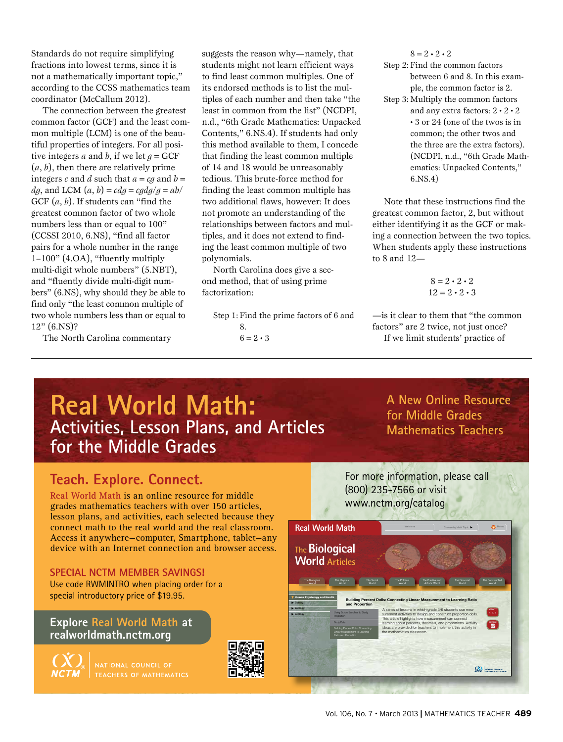Standards do not require simplifying fractions into lowest terms, since it is not a mathematically important topic," according to the CCSS mathematics team coordinator (McCallum 2012).

The connection between the greatest common factor (GCF) and the least common multiple (LCM) is one of the beautiful properties of integers. For all positive integers $a$ and $b$, if we let $g = \text{GCF}(a, b)$, then there are relatively prime integers $c$ and $d$ such that $a = cg$ and $b = dg$, and $\text{LCM}(a, b) = cdg = cgdg/g = ab/\text{GCF}(a, b)$. If students can "find the greatest common factor of two whole numbers less than or equal to 100" (CCSSI 2010, 6.NS), "find all factor pairs for a whole number in the range 1–100" (4.OA), "fluently multiply multi-digit whole numbers" (5.NBT), and "fluently divide multi-digit numbers" (6.NS), why should they be able to find only "the least common multiple of two whole numbers less than or equal to 12" (6.NS)?

The North Carolina commentary suggests the reason why—namely, that students might not learn efficient ways to find least common multiples. One of its endorsed methods is to list the multiples of each number and then take "the least in common from the list" (NCDPI, n.d., "6th Grade Mathematics: Unpacked Contents," 6.NS.4). If students had only this method available to them, I concede that finding the least common multiple of 14 and 18 would be unreasonably tedious. This brute-force method for finding the least common multiple has two additional flaws, however: It does not promote an understanding of the relationships between factors and multiples, and it does not extend to finding the least common multiple of two polynomials.

North Carolina does give a second method, that of using prime factorization:

> Step 1: Find the prime factors of 6 and 8.
> $6 = 2 \cdot 3$
> $8 = 2 \cdot 2 \cdot 2$
>
> Step 2: Find the common factors between 6 and 8. In this example, the common factor is 2.
>
> Step 3: Multiply the common factors and any extra factors: $2 \cdot 2 \cdot 2 \cdot 3$ or 24 (one of the twos is in common; the other twos and the three are the extra factors). (NCDPI, n.d., "6th Grade Mathematics: Unpacked Contents," 6.NS.4)

Note that these instructions find the greatest common factor, 2, but without either identifying it as the GCF or making a connection between the two topics. When students apply these instructions to 8 and 12—

$$8 = 2 \cdot 2 \cdot 2$$
$$12 = 2 \cdot 2 \cdot 3$$

—is it clear to them that "the common factors" are 2 twice, not just once?

If we limit students' practice of

---

# Real World Math:
## Activities, Lesson Plans, and Articles for the Middle Grades

A New Online Resource for Middle Grades Mathematics Teachers

### Teach. Explore. Connect.

Real World Math is an online resource for middle grades mathematics teachers with over 150 articles, lesson plans, and activities, each selected because they connect math to the real world and the real classroom. Access it anywhere—computer, Smartphone, tablet—any device with an Internet connection and browser access.

**SPECIAL NCTM MEMBER SAVINGS!**
Use code RWMINTRO when placing order for a special introductory price of $19.95.

For more information, please call (800) 235-7566 or visit www.nctm.org/catalog

Explore Real World Math at realworldmath.nctm.org

NCTM NATIONAL COUNCIL OF TEACHERS OF MATHEMATICS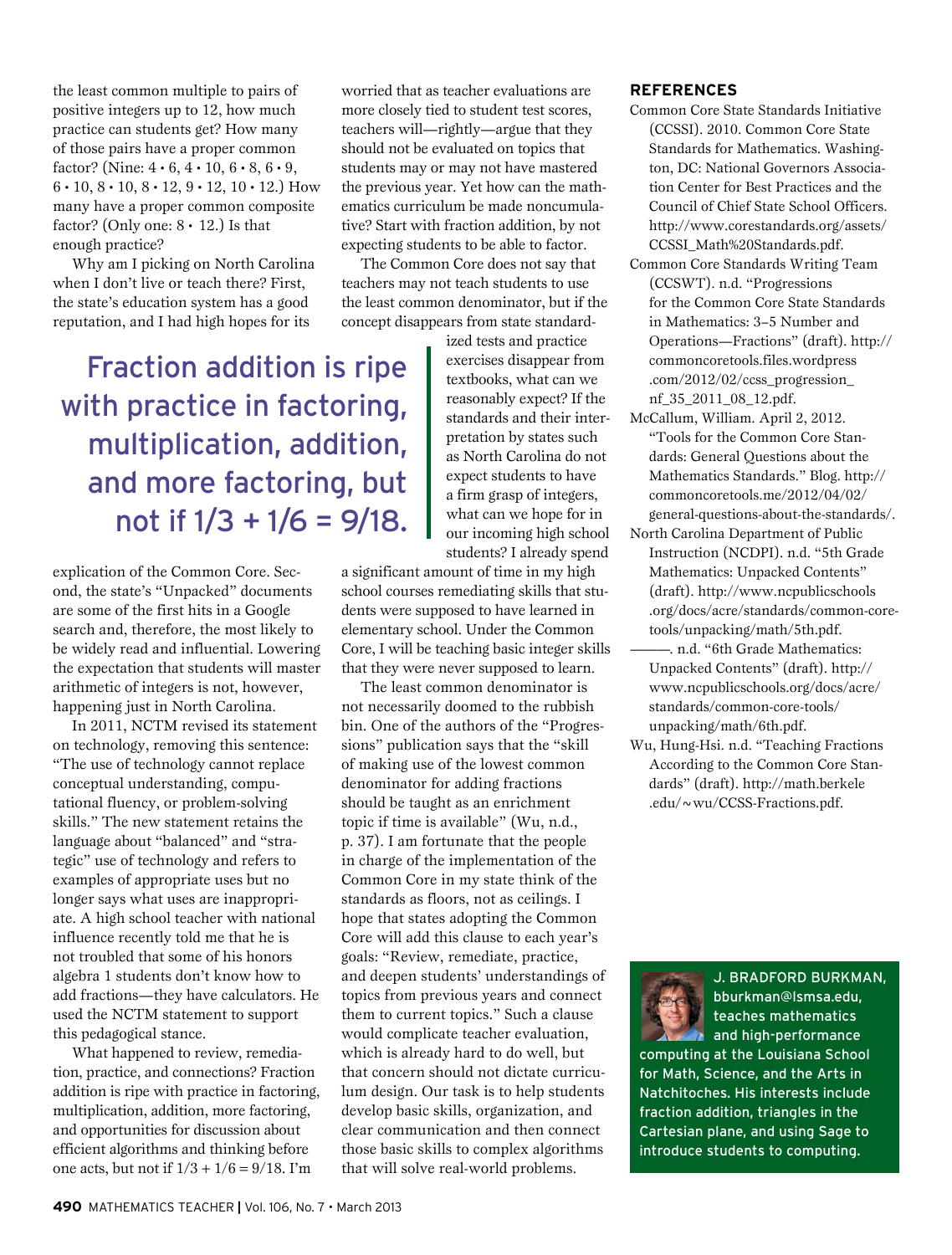the least common multiple to pairs of positive integers up to 12, how much practice can students get? How many of those pairs have a proper common factor? (Nine: $4 \cdot 6$, $4 \cdot 10$, $6 \cdot 8$, $6 \cdot 9$, $6 \cdot 10$, $8 \cdot 10$, $8 \cdot 12$, $9 \cdot 12$, $10 \cdot 12$.) How many have a proper common composite factor? (Only one: $8 \cdot 12$.) Is that enough practice?

Why am I picking on North Carolina when I don't live or teach there? First, the state's education system has a good reputation, and I had high hopes for its explication of the Common Core. Second, the state's "Unpacked" documents are some of the first hits in a Google search and, therefore, the most likely to be widely read and influential. Lowering the expectation that students will master arithmetic of integers is not, however, happening just in North Carolina.

In 2011, NCTM revised its statement on technology, removing this sentence: "The use of technology cannot replace conceptual understanding, computational fluency, or problem-solving skills." The new statement retains the language about "balanced" and "strategic" use of technology and refers to examples of appropriate uses but no longer says what uses are inappropriate. A high school teacher with national influence recently told me that he is not troubled that some of his honors algebra 1 students don't know how to add fractions—they have calculators. He used the NCTM statement to support this pedagogical stance.

What happened to review, remediation, practice, and connections? Fraction addition is ripe with practice in factoring, multiplication, addition, more factoring, and opportunities for discussion about efficient algorithms and thinking before one acts, but not if $1/3 + 1/6 = 9/18$. I'm worried that as teacher evaluations are more closely tied to student test scores, teachers will—rightly—argue that they should not be evaluated on topics that students may or may not have mastered the previous year. Yet how can the mathematics curriculum be made noncumulative? Start with fraction addition, by not expecting students to be able to factor.

The Common Core does not say that teachers may not teach students to use the least common denominator, but if the concept disappears from state standardized tests and practice exercises disappear from textbooks, what can we reasonably expect? If the standards and their interpretation by states such as North Carolina do not expect students to have a firm grasp of integers, what can we hope for in our incoming high school students? I already spend a significant amount of time in my high school courses remediating skills that students were supposed to have learned in elementary school. Under the Common Core, I will be teaching basic integer skills that they were never supposed to learn.

> Fraction addition is ripe with practice in factoring, multiplication, addition, and more factoring, but not if $1/3 + 1/6 = 9/18$.

The least common denominator is not necessarily doomed to the rubbish bin. One of the authors of the "Progressions" publication says that the "skill of making use of the lowest common denominator for adding fractions should be taught as an enrichment topic if time is available" (Wu, n.d., p. 37). I am fortunate that the people in charge of the implementation of the Common Core in my state think of the standards as floors, not as ceilings. I hope that states adopting the Common Core will add this clause to each year's goals: "Review, remediate, practice, and deepen students' understandings of topics from previous years and connect them to current topics." Such a clause would complicate teacher evaluation, which is already hard to do well, but that concern should not dictate curriculum design. Our task is to help students develop basic skills, organization, and clear communication and then connect those basic skills to complex algorithms that will solve real-world problems.

## REFERENCES

Common Core State Standards Initiative (CCSSI). 2010. Common Core State Standards for Mathematics. Washington, DC: National Governors Association Center for Best Practices and the Council of Chief State School Officers. http://www.corestandards.org/assets/CCSSI_Math%20Standards.pdf.

Common Core Standards Writing Team (CCSWT). n.d. "Progressions for the Common Core State Standards in Mathematics: 3–5 Number and Operations—Fractions" (draft). http://commoncoretools.files.wordpress.com/2012/02/ccss_progression_nf_35_2011_08_12.pdf.

McCallum, William. April 2, 2012. "Tools for the Common Core Standards: General Questions about the Mathematics Standards." Blog. http://commoncoretools.me/2012/04/02/general-questions-about-the-standards/.

North Carolina Department of Public Instruction (NCDPI). n.d. "5th Grade Mathematics: Unpacked Contents" (draft). http://www.ncpublicschools.org/docs/acre/standards/common-core-tools/unpacking/math/5th.pdf.

———. n.d. "6th Grade Mathematics: Unpacked Contents" (draft). http://www.ncpublicschools.org/docs/acre/standards/common-core-tools/unpacking/math/6th.pdf.

Wu, Hung-Hsi. n.d. "Teaching Fractions According to the Common Core Standards" (draft). http://math.berkeley.edu/~wu/CCSS-Fractions.pdf.

J. BRADFORD BURKMAN, bburkman@lsmsa.edu, teaches mathematics and high-performance computing at the Louisiana School for Math, Science, and the Arts in Natchitoches. His interests include fraction addition, triangles in the Cartesian plane, and using Sage to introduce students to computing.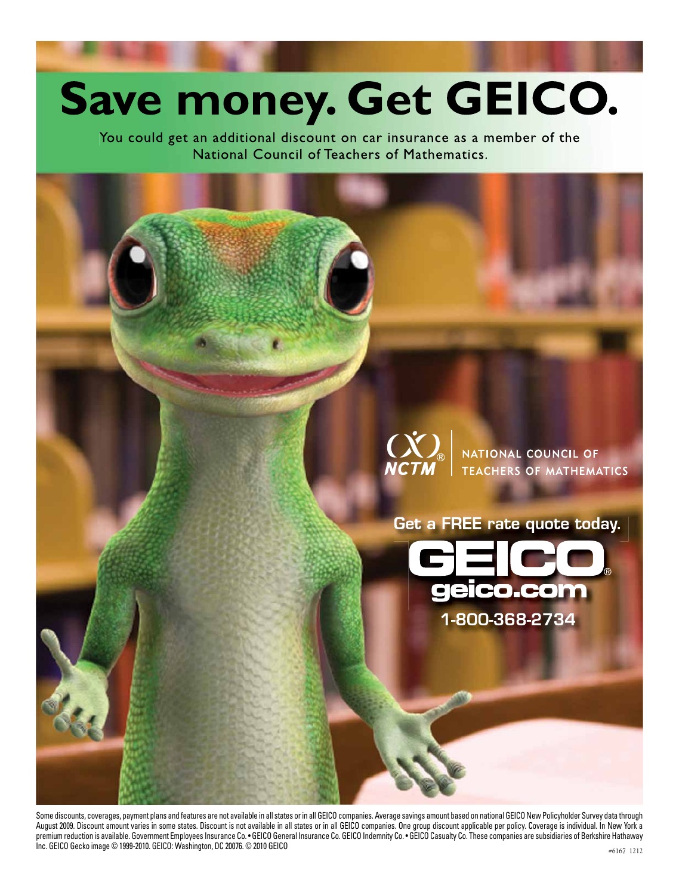# Save money. Get GEICO.

You could get an additional discount on car insurance as a member of the National Council of Teachers of Mathematics.

NCTM® | NATIONAL COUNCIL OF TEACHERS OF MATHEMATICS

**Get a FREE rate quote today.**

**GEICO®**

**geico.com**

**1-800-368-2734**

Some discounts, coverages, payment plans and features are not available in all states or in all GEICO companies. Average savings amount based on national GEICO New Policyholder Survey data through August 2009. Discount amount varies in some states. Discount is not available in all states or in all GEICO companies. One group discount applicable per policy. Coverage is individual. In New York a premium reduction is available. Government Employees Insurance Co. • GEICO General Insurance Co. GEICO Indemnity Co. • GEICO Casualty Co. These companies are subsidiaries of Berkshire Hathaway Inc. GEICO Gecko image © 1999-2010. GEICO: Washington, DC 20076. © 2010 GEICO

#6167 1212